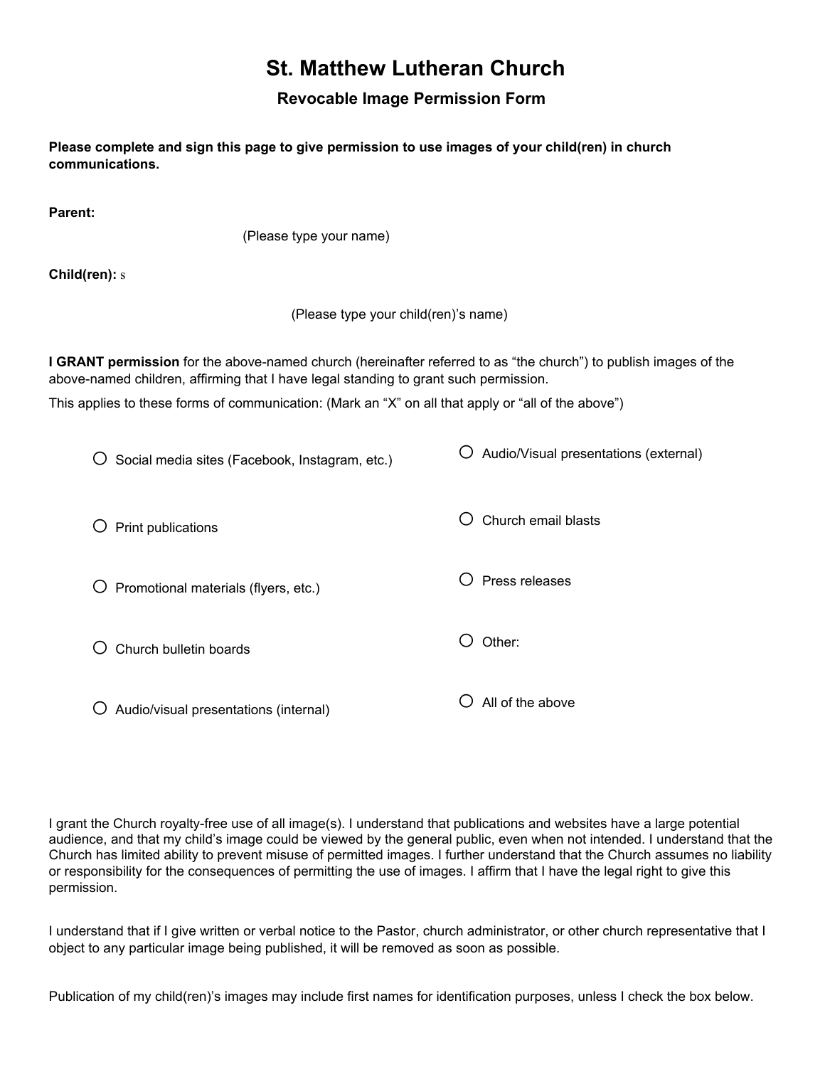# St. Matthew Lutheran Church

## Revocable Image Permission Form

**Please complete and sign this page to give permission to use images of your child(ren) in church communications.**

**Parent:**

(Please type your name)

**Child(ren):** s

(Please type your child(ren)'s name)

**I GRANT permission** for the above-named church (hereinafter referred to as "the church") to publish images of the above-named children, affirming that I have legal standing to grant such permission.

This applies to these forms of communication: (Mark an "X" on all that apply or "all of the above")

- ○ Social media sites (Facebook, Instagram, etc.)
- ○ Print publications
- ○ Promotional materials (flyers, etc.)
- ○ Church bulletin boards
- ○ Audio/visual presentations (internal)
- ○ Audio/Visual presentations (external)
- ○ Church email blasts
- ○ Press releases
- ○ Other:
- ○ All of the above

I grant the Church royalty-free use of all image(s). I understand that publications and websites have a large potential audience, and that my child's image could be viewed by the general public, even when not intended. I understand that the Church has limited ability to prevent misuse of permitted images. I further understand that the Church assumes no liability or responsibility for the consequences of permitting the use of images. I affirm that I have the legal right to give this permission.

I understand that if I give written or verbal notice to the Pastor, church administrator, or other church representative that I object to any particular image being published, it will be removed as soon as possible.

Publication of my child(ren)'s images may include first names for identification purposes, unless I check the box below.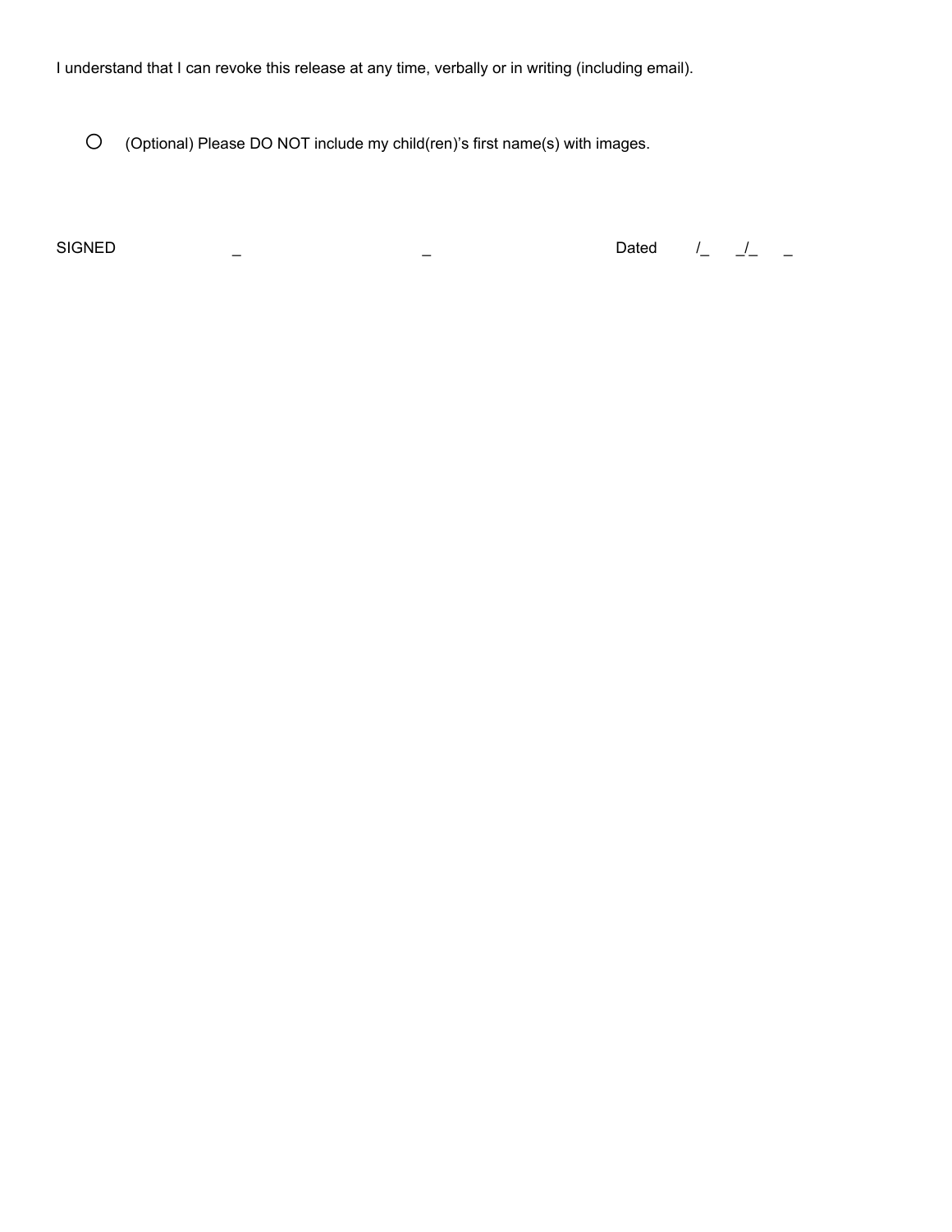I understand that I can revoke this release at any time, verbally or in writing (including email).

○ (Optional) Please DO NOT include my child(ren)'s first name(s) with images.

SIGNED _ _ Dated /_ _/_ _